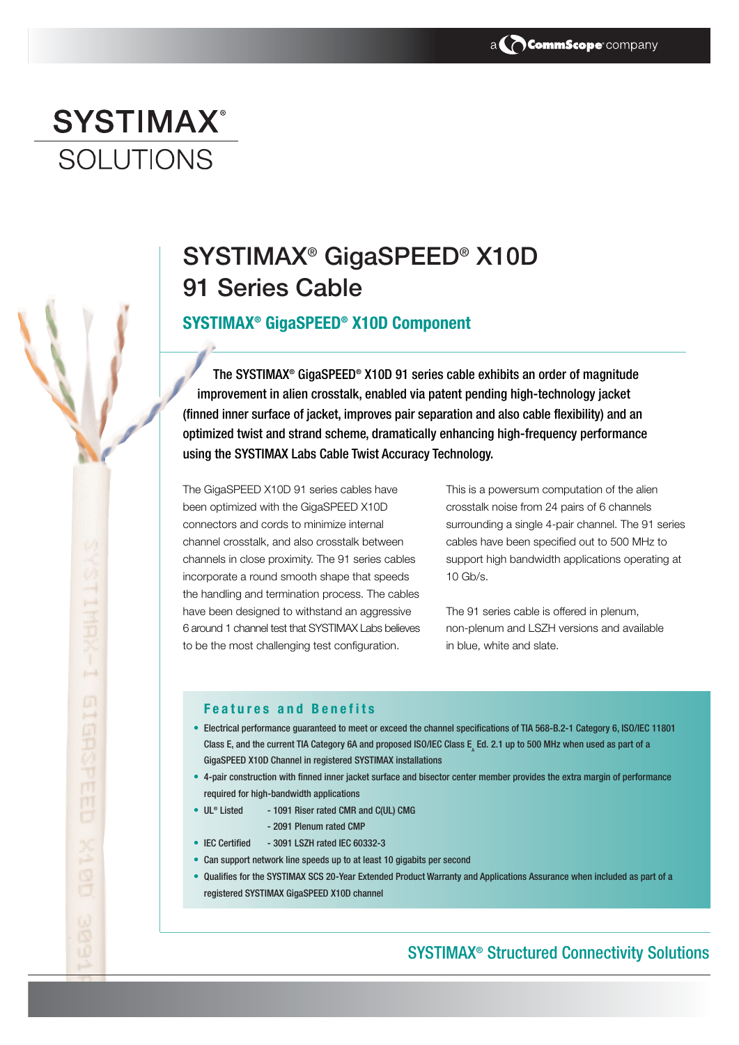a CommScope company

# SYSTIMAX® SOLUTIONS

## SYSTIMAX® GigaSPEED® X10D 91 Series Cable

### SYSTIMAX® GigaSPEED® X10D Component

**The SYSTIMAX® GigaSPEED® X10D 91 series cable exhibits an order of magnitude improvement in alien crosstalk, enabled via patent pending high-technology jacket (finned inner surface of jacket, improves pair separation and also cable flexibility) and an optimized twist and strand scheme, dramatically enhancing high-frequency performance using the SYSTIMAX Labs Cable Twist Accuracy Technology.**

The GigaSPEED X10D 91 series cables have been optimized with the GigaSPEED X10D connectors and cords to minimize internal channel crosstalk, and also crosstalk between channels in close proximity. The 91 series cables incorporate a round smooth shape that speeds the handling and termination process. The cables have been designed to withstand an aggressive 6 around 1 channel test that SYSTIMAX Labs believes to be the most challenging test configuration.

This is a powersum computation of the alien crosstalk noise from 24 pairs of 6 channels surrounding a single 4-pair channel. The 91 series cables have been specified out to 500 MHz to support high bandwidth applications operating at 10 Gb/s.

The 91 series cable is offered in plenum, non-plenum and LSZH versions and available in blue, white and slate.

### Features and Benefits

- Electrical performance guaranteed to meet or exceed the channel specifications of TIA 568-B.2-1 Category 6, ISO/IEC 11801 Class E, and the current TIA Category 6A and proposed ISO/IEC Class $E_A$ Ed. 2.1 up to 500 MHz when used as part of a GigaSPEED X10D Channel in registered SYSTIMAX installations
- 4-pair construction with finned inner jacket surface and bisector center member provides the extra margin of performance required for high-bandwidth applications
- UL® Listed - 1091 Riser rated CMR and C(UL) CMG
  - 2091 Plenum rated CMP
- IEC Certified - 3091 LSZH rated IEC 60332-3
- Can support network line speeds up to at least 10 gigabits per second
- Qualifies for the SYSTIMAX SCS 20-Year Extended Product Warranty and Applications Assurance when included as part of a registered SYSTIMAX GigaSPEED X10D channel

SYSTIMAX® Structured Connectivity Solutions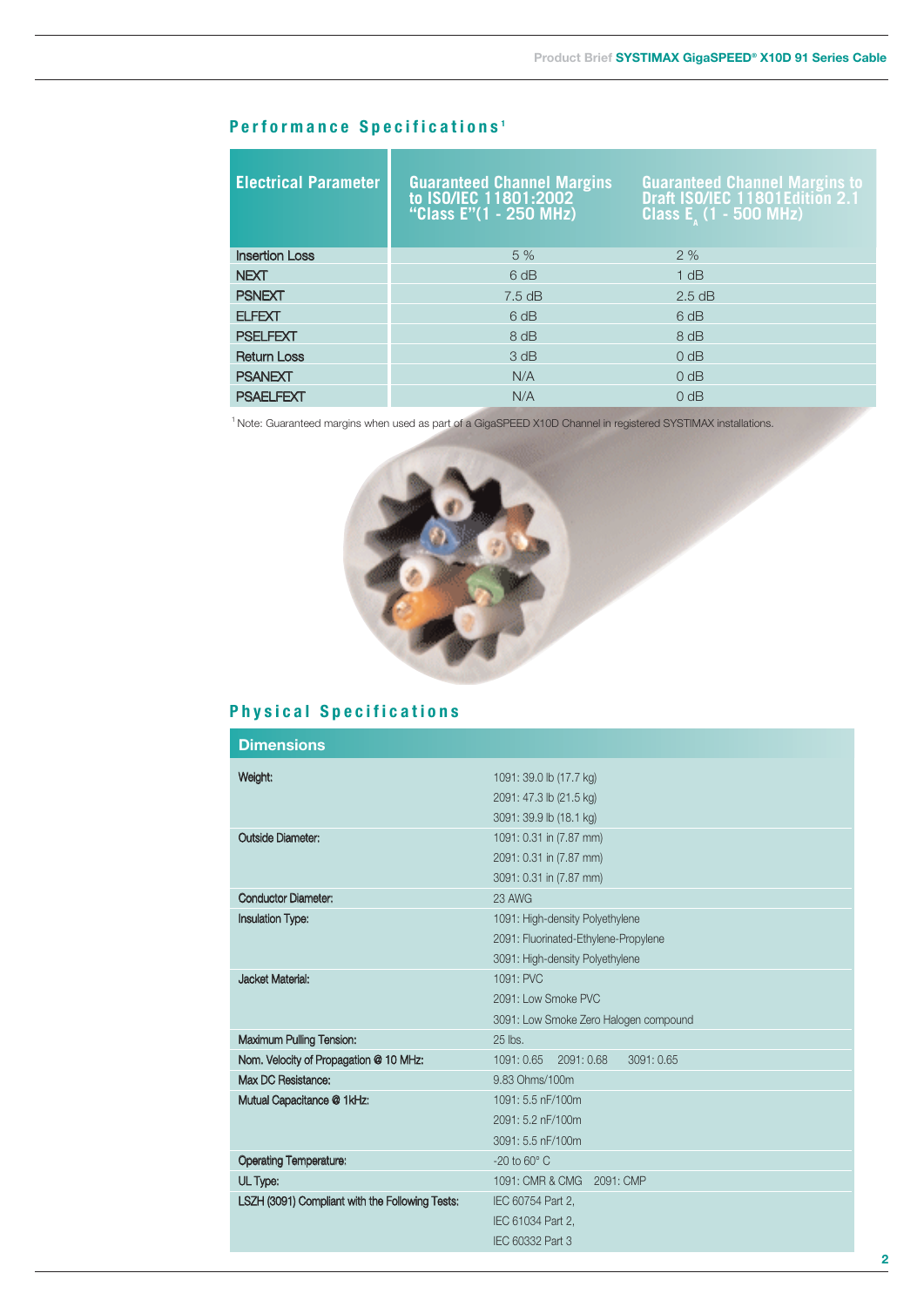## Performance Specifications[1]

| Electrical Parameter | Guaranteed Channel Margins to ISO/IEC 11801:2002 "Class E"(1 - 250 MHz) | Guaranteed Channel Margins to Draft ISO/IEC 11801Edition 2.1 Class $E_A$ (1 - 500 MHz) |
|---|---|---|
| Insertion Loss | 5 % | 2 % |
| NEXT | 6 dB | 1 dB |
| PSNEXT | 7.5 dB | 2.5 dB |
| ELFEXT | 6 dB | 6 dB |
| PSELFEXT | 8 dB | 8 dB |
| Return Loss | 3 dB | 0 dB |
| PSANEXT | N/A | 0 dB |
| PSAELFEXT | N/A | 0 dB |

[1] Note: Guaranteed margins when used as part of a GigaSPEED X10D Channel in registered SYSTIMAX installations.

## Physical Specifications

| Dimensions | |
|---|---|
| Weight: | 1091: 39.0 lb (17.7 kg)<br>2091: 47.3 lb (21.5 kg)<br>3091: 39.9 lb (18.1 kg) |
| Outside Diameter: | 1091: 0.31 in (7.87 mm)<br>2091: 0.31 in (7.87 mm)<br>3091: 0.31 in (7.87 mm) |
| Conductor Diameter: | 23 AWG |
| Insulation Type: | 1091: High-density Polyethylene<br>2091: Fluorinated-Ethylene-Propylene<br>3091: High-density Polyethylene |
| Jacket Material: | 1091: PVC<br>2091: Low Smoke PVC<br>3091: Low Smoke Zero Halogen compound |
| Maximum Pulling Tension: | 25 lbs. |
| Nom. Velocity of Propagation @ 10 MHz: | 1091: 0.65  2091: 0.68  3091: 0.65 |
| Max DC Resistance: | 9.83 Ohms/100m |
| Mutual Capacitance @ 1kHz: | 1091: 5.5 nF/100m<br>2091: 5.2 nF/100m<br>3091: 5.5 nF/100m |
| Operating Temperature: | -20 to 60° C |
| UL Type: | 1091: CMR & CMG  2091: CMP |
| LSZH (3091) Compliant with the Following Tests: | IEC 60754 Part 2,<br>IEC 61034 Part 2,<br>IEC 60332 Part 3 |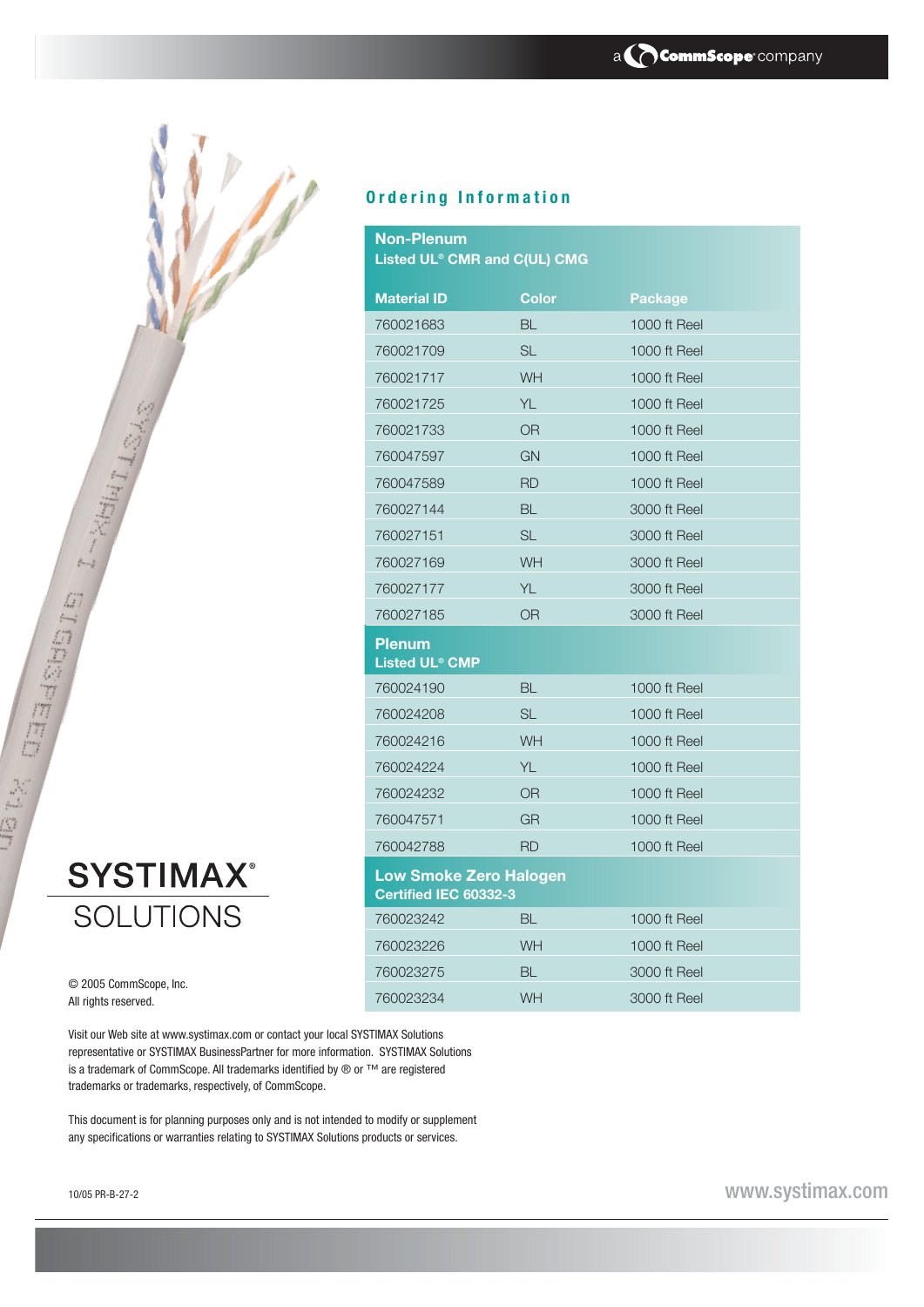## Ordering Information

| Material ID | Color | Package |
|---|---|---|
| **Non-Plenum Listed UL® CMR and C(UL) CMG** | | |
| 760021683 | BL | 1000 ft Reel |
| 760021709 | SL | 1000 ft Reel |
| 760021717 | WH | 1000 ft Reel |
| 760021725 | YL | 1000 ft Reel |
| 760021733 | OR | 1000 ft Reel |
| 760047597 | GN | 1000 ft Reel |
| 760047589 | RD | 1000 ft Reel |
| 760027144 | BL | 3000 ft Reel |
| 760027151 | SL | 3000 ft Reel |
| 760027169 | WH | 3000 ft Reel |
| 760027177 | YL | 3000 ft Reel |
| 760027185 | OR | 3000 ft Reel |
| **Plenum Listed UL® CMP** | | |
| 760024190 | BL | 1000 ft Reel |
| 760024208 | SL | 1000 ft Reel |
| 760024216 | WH | 1000 ft Reel |
| 760024224 | YL | 1000 ft Reel |
| 760024232 | OR | 1000 ft Reel |
| 760047571 | GR | 1000 ft Reel |
| 760042788 | RD | 1000 ft Reel |
| **Low Smoke Zero Halogen Certified IEC 60332-3** | | |
| 760023242 | BL | 1000 ft Reel |
| 760023226 | WH | 1000 ft Reel |
| 760023275 | BL | 3000 ft Reel |
| 760023234 | WH | 3000 ft Reel |

**SYSTIMAX®**
**SOLUTIONS**

© 2005 CommScope, Inc.
All rights reserved.

Visit our Web site at www.systimax.com or contact your local SYSTIMAX Solutions representative or SYSTIMAX BusinessPartner for more information. SYSTIMAX Solutions is a trademark of CommScope. All trademarks identified by ® or ™ are registered trademarks or trademarks, respectively, of CommScope.

This document is for planning purposes only and is not intended to modify or supplement any specifications or warranties relating to SYSTIMAX Solutions products or services.

10/05 PR-B-27-2

www.systimax.com